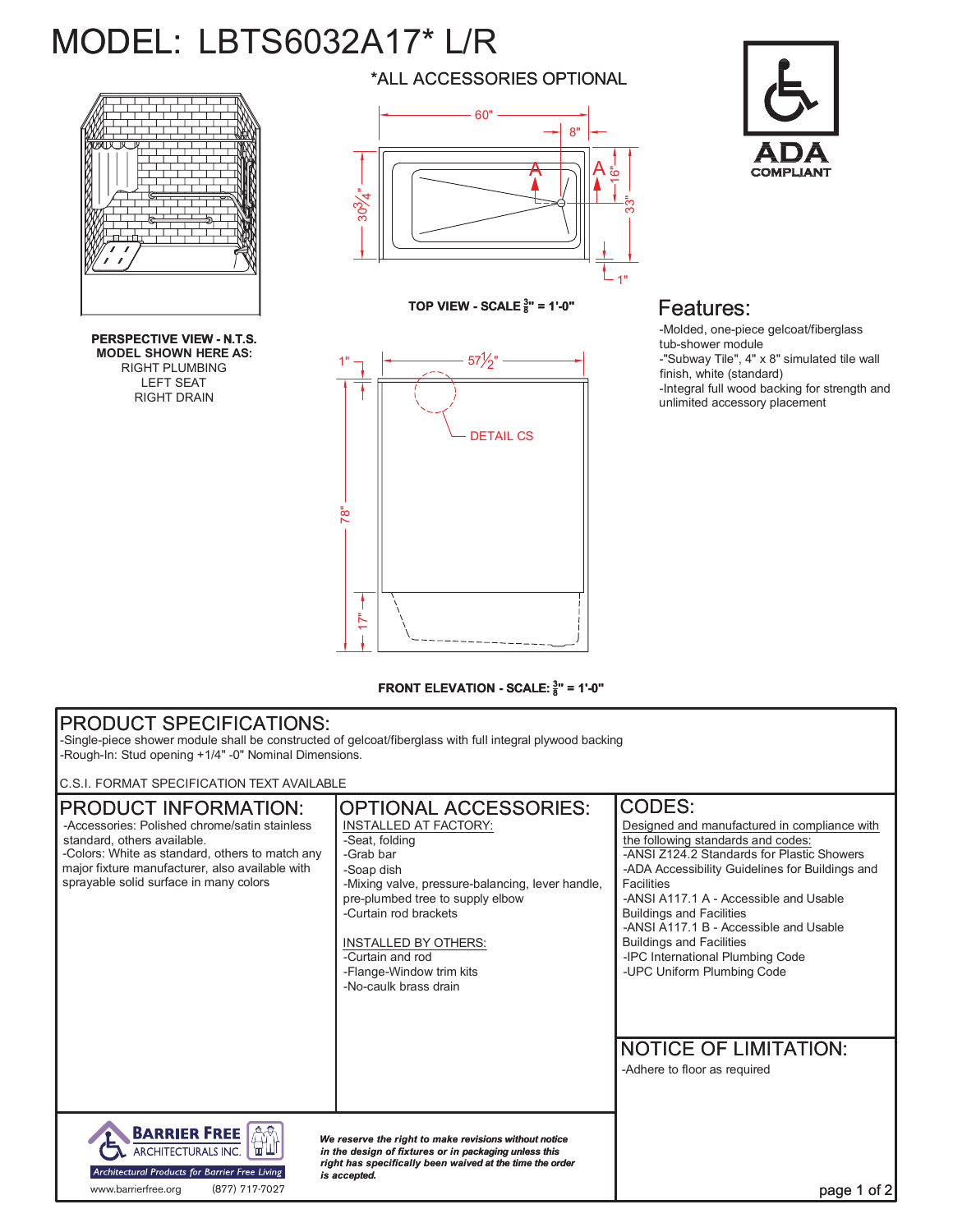# MODEL: LBTS6032A17* L/R

*ALL ACCESSORIES OPTIONAL

60"

8"

A A

16"

30 3/4"

33"

1"

**TOP VIEW - SCALE 3/8" = 1'-0"**

ADA COMPLIANT

**PERSPECTIVE VIEW - N.T.S.**
**MODEL SHOWN HERE AS:**
RIGHT PLUMBING
LEFT SEAT
RIGHT DRAIN

1"

57 1/2"

DETAIL CS

78"

17"

**FRONT ELEVATION - SCALE: 3/8" = 1'-0"**

## Features:

-Molded, one-piece gelcoat/fiberglass tub-shower module
-"Subway Tile", 4" x 8" simulated tile wall finish, white (standard)
-Integral full wood backing for strength and unlimited accessory placement

## PRODUCT SPECIFICATIONS:

-Single-piece shower module shall be constructed of gelcoat/fiberglass with full integral plywood backing
-Rough-In: Stud opening +1/4" -0" Nominal Dimensions.

C.S.I. FORMAT SPECIFICATION TEXT AVAILABLE

## PRODUCT INFORMATION:

-Accessories: Polished chrome/satin stainless standard, others available.
-Colors: White as standard, others to match any major fixture manufacturer, also available with sprayable solid surface in many colors

## OPTIONAL ACCESSORIES:

INSTALLED AT FACTORY:
-Seat, folding
-Grab bar
-Soap dish
-Mixing valve, pressure-balancing, lever handle, pre-plumbed tree to supply elbow
-Curtain rod brackets

INSTALLED BY OTHERS:
-Curtain and rod
-Flange-Window trim kits
-No-caulk brass drain

## CODES:

Designed and manufactured in compliance with the following standards and codes:
-ANSI Z124.2 Standards for Plastic Showers
-ADA Accessibility Guidelines for Buildings and Facilities
-ANSI A117.1 A - Accessible and Usable Buildings and Facilities
-ANSI A117.1 B - Accessible and Usable Buildings and Facilities
-IPC International Plumbing Code
-UPC Uniform Plumbing Code

## NOTICE OF LIMITATION:

-Adhere to floor as required

BARRIER FREE ARCHITECTURALS INC.
Architectural Products for Barrier Free Living
www.barrierfree.org (877) 717-7027

***We reserve the right to make revisions without notice in the design of fixtures or in packaging unless this right has specifically been waived at the time the order is accepted.***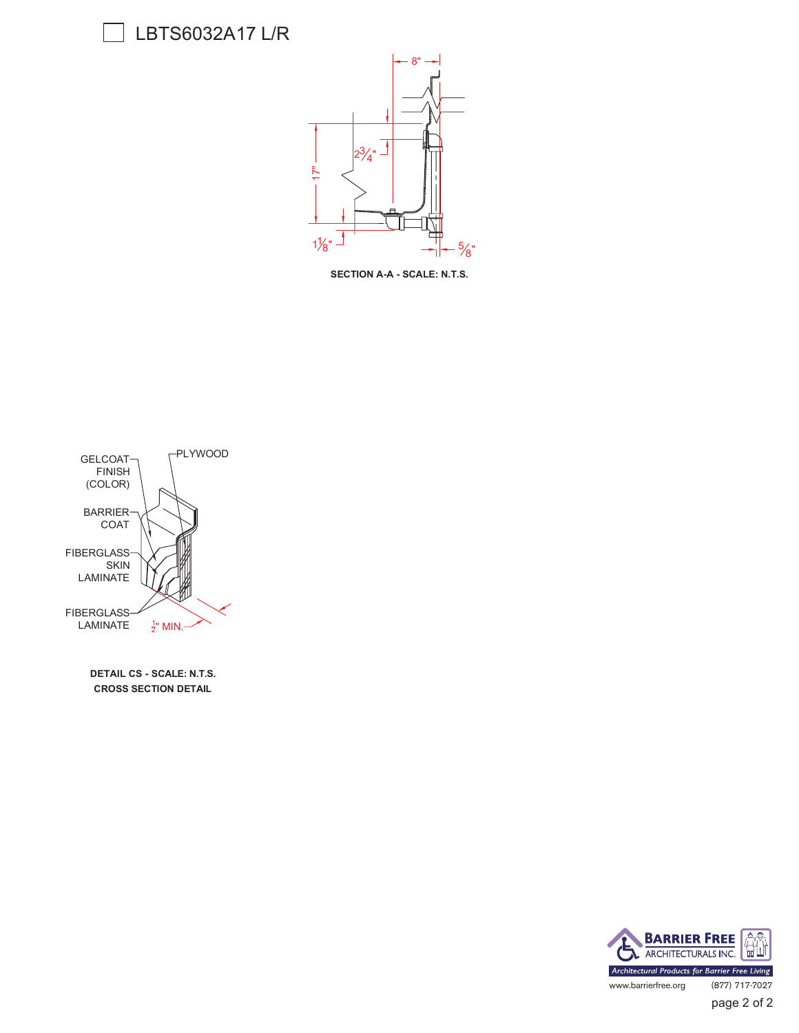☐ LBTS6032A17 L/R

8"

2¾"

17"

1⅛"

⅝"

**SECTION A-A - SCALE: N.T.S.**

GELCOAT FINISH (COLOR)

PLYWOOD

BARRIER COAT

FIBERGLASS SKIN LAMINATE

FIBERGLASS LAMINATE

½" MIN.

**DETAIL CS - SCALE: N.T.S.**
**CROSS SECTION DETAIL**

BARRIER FREE ARCHITECTURALS INC.
*Architectural Products for Barrier Free Living*
www.barrierfree.org (877) 717-7027